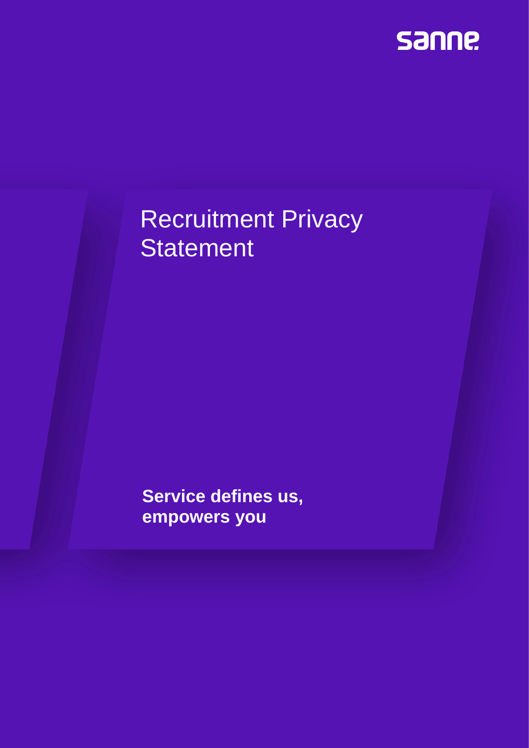sanne

# Recruitment Privacy Statement

**Service defines us, empowers you**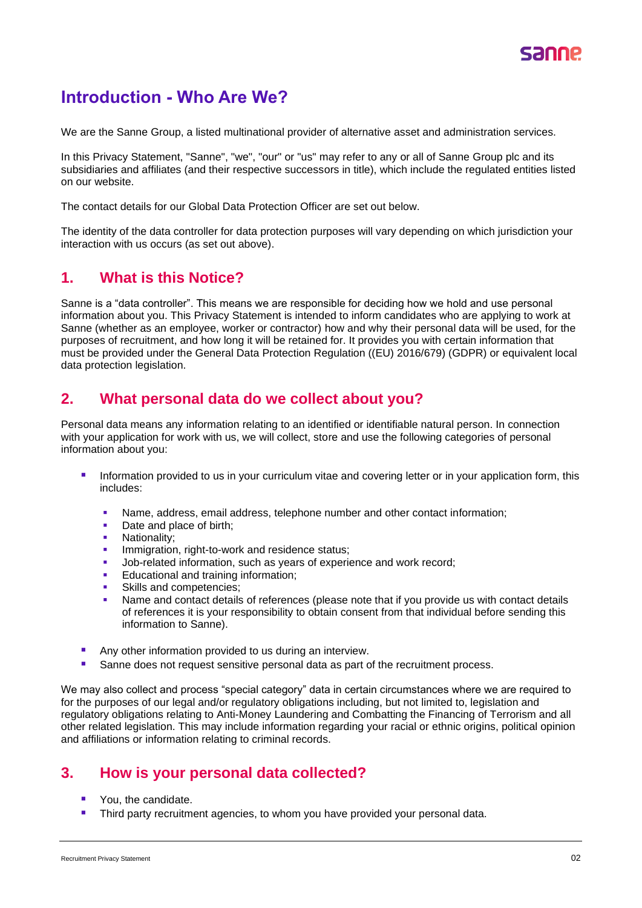# Introduction - Who Are We?

We are the Sanne Group, a listed multinational provider of alternative asset and administration services.

In this Privacy Statement, "Sanne", "we", "our" or "us" may refer to any or all of Sanne Group plc and its subsidiaries and affiliates (and their respective successors in title), which include the regulated entities listed on our website.

The contact details for our Global Data Protection Officer are set out below.

The identity of the data controller for data protection purposes will vary depending on which jurisdiction your interaction with us occurs (as set out above).

## 1. What is this Notice?

Sanne is a "data controller". This means we are responsible for deciding how we hold and use personal information about you. This Privacy Statement is intended to inform candidates who are applying to work at Sanne (whether as an employee, worker or contractor) how and why their personal data will be used, for the purposes of recruitment, and how long it will be retained for. It provides you with certain information that must be provided under the General Data Protection Regulation ((EU) 2016/679) (GDPR) or equivalent local data protection legislation.

## 2. What personal data do we collect about you?

Personal data means any information relating to an identified or identifiable natural person. In connection with your application for work with us, we will collect, store and use the following categories of personal information about you:

- Information provided to us in your curriculum vitae and covering letter or in your application form, this includes:
  - Name, address, email address, telephone number and other contact information;
  - Date and place of birth;
  - Nationality;
  - Immigration, right-to-work and residence status;
  - Job-related information, such as years of experience and work record;
  - Educational and training information;
  - Skills and competencies;
  - Name and contact details of references (please note that if you provide us with contact details of references it is your responsibility to obtain consent from that individual before sending this information to Sanne).
- Any other information provided to us during an interview.
- Sanne does not request sensitive personal data as part of the recruitment process.

We may also collect and process "special category" data in certain circumstances where we are required to for the purposes of our legal and/or regulatory obligations including, but not limited to, legislation and regulatory obligations relating to Anti-Money Laundering and Combatting the Financing of Terrorism and all other related legislation. This may include information regarding your racial or ethnic origins, political opinion and affiliations or information relating to criminal records.

## 3. How is your personal data collected?

- You, the candidate.
- Third party recruitment agencies, to whom you have provided your personal data.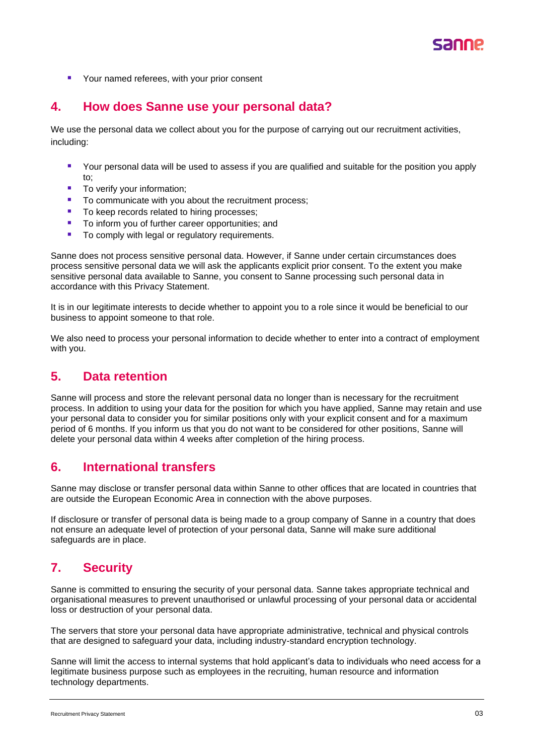- Your named referees, with your prior consent

## 4. How does Sanne use your personal data?

We use the personal data we collect about you for the purpose of carrying out our recruitment activities, including:

- Your personal data will be used to assess if you are qualified and suitable for the position you apply to;
- To verify your information;
- To communicate with you about the recruitment process;
- To keep records related to hiring processes;
- To inform you of further career opportunities; and
- To comply with legal or regulatory requirements.

Sanne does not process sensitive personal data. However, if Sanne under certain circumstances does process sensitive personal data we will ask the applicants explicit prior consent. To the extent you make sensitive personal data available to Sanne, you consent to Sanne processing such personal data in accordance with this Privacy Statement.

It is in our legitimate interests to decide whether to appoint you to a role since it would be beneficial to our business to appoint someone to that role.

We also need to process your personal information to decide whether to enter into a contract of employment with you.

## 5. Data retention

Sanne will process and store the relevant personal data no longer than is necessary for the recruitment process. In addition to using your data for the position for which you have applied, Sanne may retain and use your personal data to consider you for similar positions only with your explicit consent and for a maximum period of 6 months. If you inform us that you do not want to be considered for other positions, Sanne will delete your personal data within 4 weeks after completion of the hiring process.

## 6. International transfers

Sanne may disclose or transfer personal data within Sanne to other offices that are located in countries that are outside the European Economic Area in connection with the above purposes.

If disclosure or transfer of personal data is being made to a group company of Sanne in a country that does not ensure an adequate level of protection of your personal data, Sanne will make sure additional safeguards are in place.

## 7. Security

Sanne is committed to ensuring the security of your personal data. Sanne takes appropriate technical and organisational measures to prevent unauthorised or unlawful processing of your personal data or accidental loss or destruction of your personal data.

The servers that store your personal data have appropriate administrative, technical and physical controls that are designed to safeguard your data, including industry-standard encryption technology.

Sanne will limit the access to internal systems that hold applicant's data to individuals who need access for a legitimate business purpose such as employees in the recruiting, human resource and information technology departments.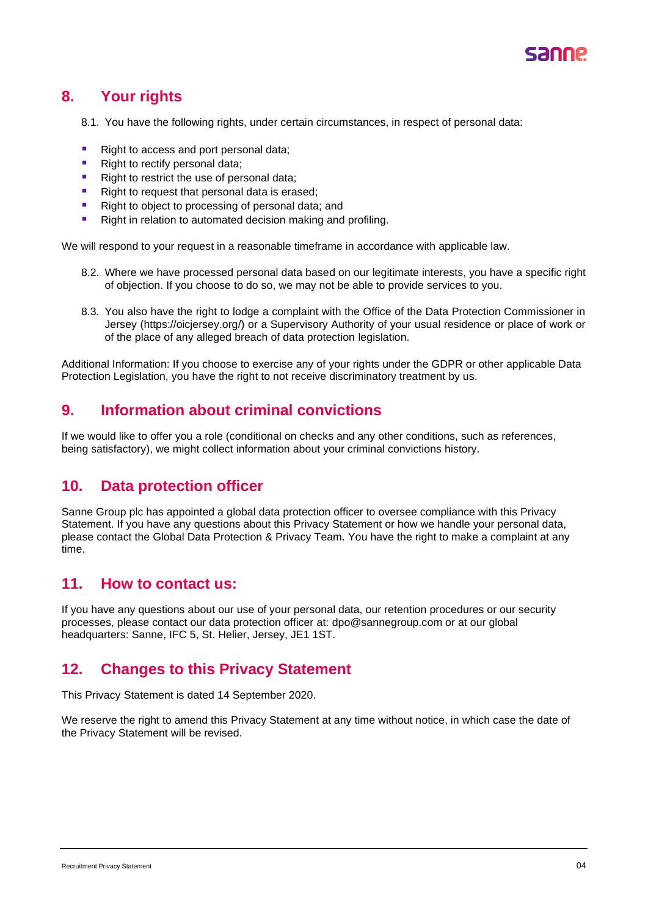## 8. Your rights

8.1. You have the following rights, under certain circumstances, in respect of personal data:

- Right to access and port personal data;
- Right to rectify personal data;
- Right to restrict the use of personal data;
- Right to request that personal data is erased;
- Right to object to processing of personal data; and
- Right in relation to automated decision making and profiling.

We will respond to your request in a reasonable timeframe in accordance with applicable law.

8.2. Where we have processed personal data based on our legitimate interests, you have a specific right of objection. If you choose to do so, we may not be able to provide services to you.

8.3. You also have the right to lodge a complaint with the Office of the Data Protection Commissioner in Jersey (https://oicjersey.org/) or a Supervisory Authority of your usual residence or place of work or of the place of any alleged breach of data protection legislation.

Additional Information: If you choose to exercise any of your rights under the GDPR or other applicable Data Protection Legislation, you have the right to not receive discriminatory treatment by us.

## 9. Information about criminal convictions

If we would like to offer you a role (conditional on checks and any other conditions, such as references, being satisfactory), we might collect information about your criminal convictions history.

## 10. Data protection officer

Sanne Group plc has appointed a global data protection officer to oversee compliance with this Privacy Statement. If you have any questions about this Privacy Statement or how we handle your personal data, please contact the Global Data Protection & Privacy Team. You have the right to make a complaint at any time.

## 11. How to contact us:

If you have any questions about our use of your personal data, our retention procedures or our security processes, please contact our data protection officer at: dpo@sannegroup.com or at our global headquarters: Sanne, IFC 5, St. Helier, Jersey, JE1 1ST.

## 12. Changes to this Privacy Statement

This Privacy Statement is dated 14 September 2020.

We reserve the right to amend this Privacy Statement at any time without notice, in which case the date of the Privacy Statement will be revised.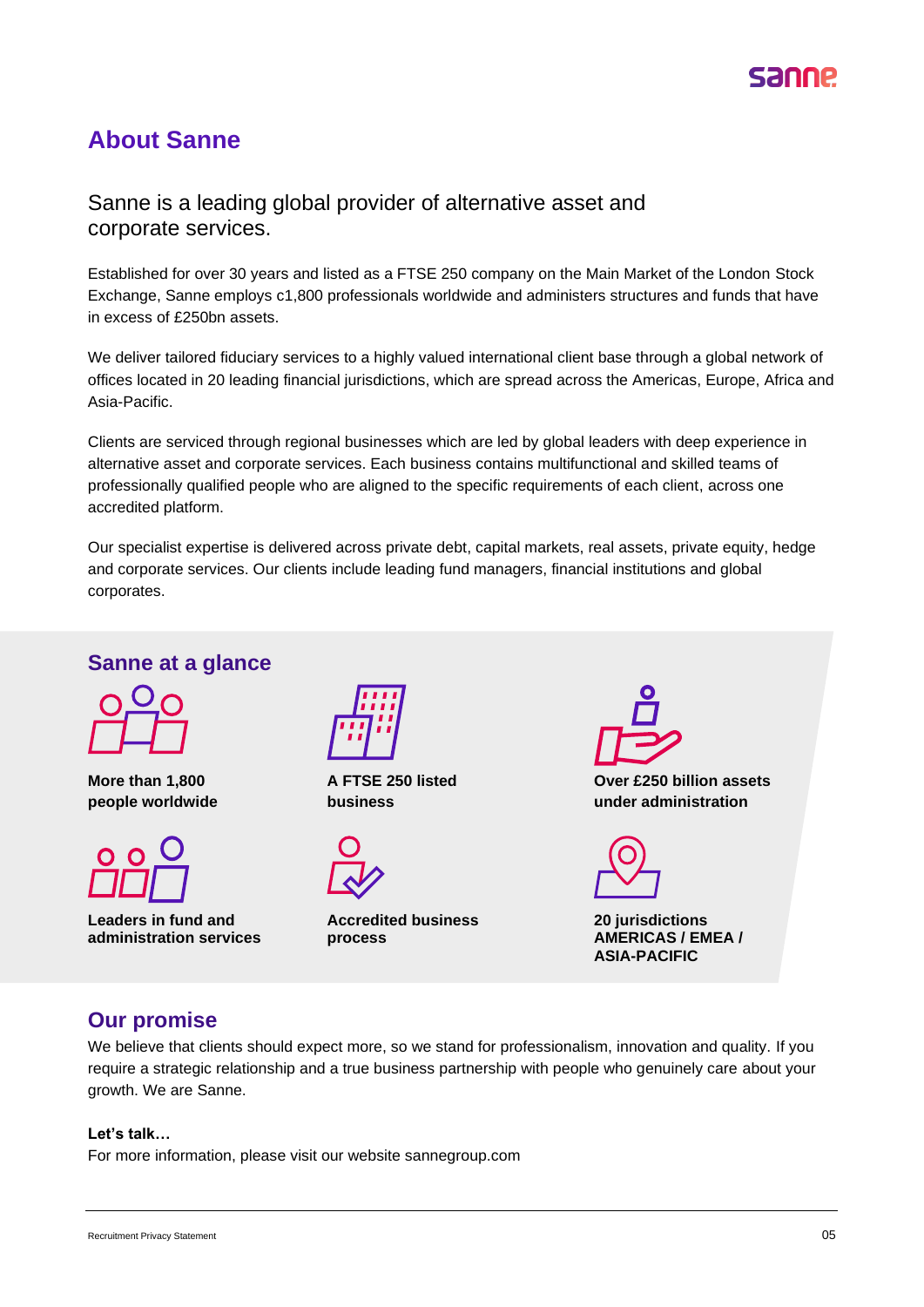## About Sanne

Sanne is a leading global provider of alternative asset and corporate services.

Established for over 30 years and listed as a FTSE 250 company on the Main Market of the London Stock Exchange, Sanne employs c1,800 professionals worldwide and administers structures and funds that have in excess of £250bn assets.

We deliver tailored fiduciary services to a highly valued international client base through a global network of offices located in 20 leading financial jurisdictions, which are spread across the Americas, Europe, Africa and Asia-Pacific.

Clients are serviced through regional businesses which are led by global leaders with deep experience in alternative asset and corporate services. Each business contains multifunctional and skilled teams of professionally qualified people who are aligned to the specific requirements of each client, across one accredited platform.

Our specialist expertise is delivered across private debt, capital markets, real assets, private equity, hedge and corporate services. Our clients include leading fund managers, financial institutions and global corporates.

### Sanne at a glance

**More than 1,800 people worldwide**

**A FTSE 250 listed business**

**Over £250 billion assets under administration**

**Leaders in fund and administration services**

**Accredited business process**

**20 jurisdictions AMERICAS / EMEA / ASIA-PACIFIC**

### Our promise

We believe that clients should expect more, so we stand for professionalism, innovation and quality. If you require a strategic relationship and a true business partnership with people who genuinely care about your growth. We are Sanne.

**Let's talk…**

For more information, please visit our website sannegroup.com